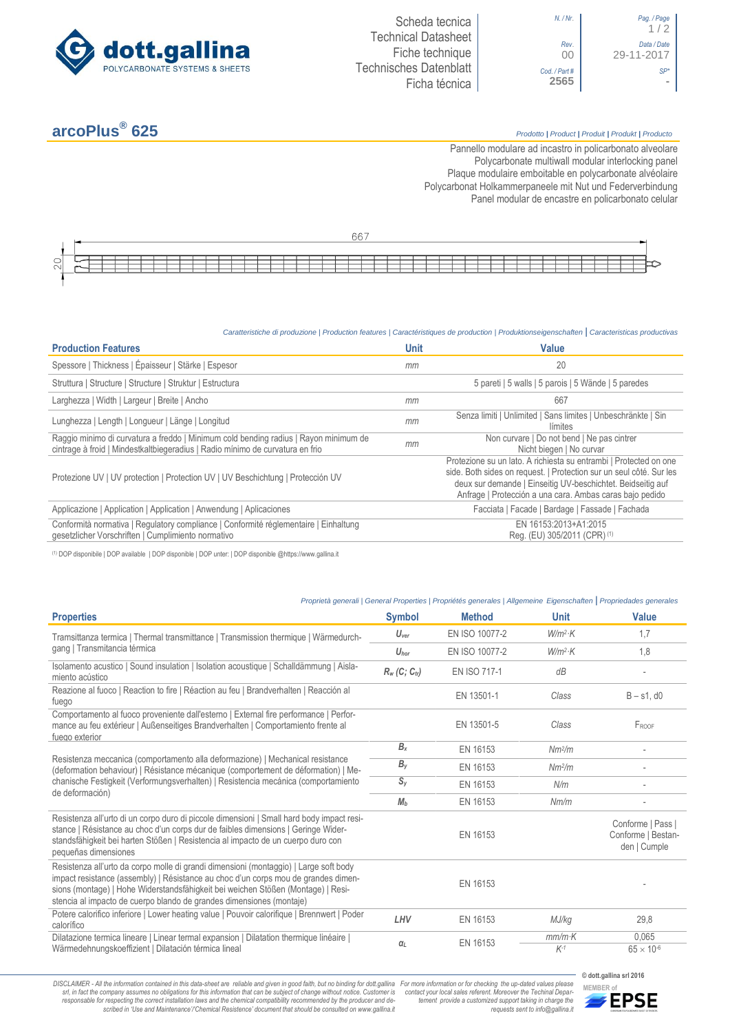dott.gallina
POLYCARBONATE SYSTEMS & SHEETS

Scheda tecnica
Technical Datasheet
Fiche technique
Technisches Datenblatt
Ficha técnica

| N. / Nr. | Pag. / Page |
|---|---|
| Rev. 00 | Data / Date 29-11-2017 |
| Cod. / Part # 2565 | SP* - |

# arcoPlus® 625

*Prodotto | Product | Produit | Produkt | Producto*

Pannello modulare ad incastro in policarbonato alveolare
Polycarbonate multiwall modular interlocking panel
Plaque modulaire emboitable en polycarbonate alvéolaire
Polycarbonat Holkammerpaneele mit Nut und Federverbindung
Panel modular de encastre en policarbonato celular

667

20

*Caratteristiche di produzione | Production features | Caractéristiques de production | Produktionseigenschaften | Caracteristicas productivas*

| Production Features | Unit | Value |
|---|---|---|
| Spessore \| Thickness \| Épaisseur \| Stärke \| Espesor | mm | 20 |
| Struttura \| Structure \| Structure \| Struktur \| Estructura | | 5 pareti \| 5 walls \| 5 parois \| 5 Wände \| 5 paredes |
| Larghezza \| Width \| Largeur \| Breite \| Ancho | mm | 667 |
| Lunghezza \| Length \| Longueur \| Länge \| Longitud | mm | Senza limiti \| Unlimited \| Sans limites \| Unbeschränkte \| Sin limites |
| Raggio minimo di curvatura a freddo \| Minimum cold bending radius \| Rayon minimum de cintrage à froid \| Mindestkaltbiegeradius \| Radio mínimo de curvatura en frio | mm | Non curvare \| Do not bend \| Ne pas cintrer Nicht biegen \| No curvar |
| Protezione UV \| UV protection \| Protection UV \| UV Beschichtung \| Protección UV | | Protezione su un lato. A richiesta su entrambi \| Protected on one side. Both sides on request. \| Protection sur un seul côté. Sur les deux sur demande \| Einseitig UV-beschichtet. Beidseitig auf Anfrage \| Protección a una cara. Ambas caras bajo pedido |
| Applicazione \| Application \| Application \| Anwendung \| Aplicaciones | | Facciata \| Facade \| Bardage \| Fassade \| Fachada |
| Conformità normativa \| Regulatory compliance \| Conformité réglementaire \| Einhaltung gesetzlicher Vorschriften \| Cumplimiento normativo | | EN 16153:2013+A1:2015 Reg. (EU) 305/2011 (CPR) (1) |

(1) DOP disponibile | DOP available | DOP disponible | DOP unter: | DOP disponible @https://www.gallina.it

*Proprietà generali | General Properties | Propriétés generales | Allgemeine Eigenschaften | Propriedades generales*

| Properties | Symbol | Method | Unit | Value |
|---|---|---|---|---|
| Tramsittanza termica \| Thermal transmittance \| Transmission thermique \| Wärmedurchgang \| Transmitancia térmica | $U_{ver}$ | EN ISO 10077-2 | $W/m^2{\cdot}K$ | 1,7 |
| | $U_{hor}$ | EN ISO 10077-2 | $W/m^2{\cdot}K$ | 1,8 |
| Isolamento acustico \| Sound insulation \| Isolation acoustique \| Schalldämmung \| Aislamiento acústico | $R_w$ $(C; C_{tr})$ | EN ISO 717-1 | dB | - |
| Reazione al fuoco \| Reaction to fire \| Réaction au feu \| Brandverhalten \| Reacción al fuego | | EN 13501-1 | Class | B – s1, d0 |
| Comportamento al fuoco proveniente dall'esterno \| External fire performance \| Performance au feu extérieur \| Außenseitiges Brandverhalten \| Comportamiento frente al fuego exterior | | EN 13501-5 | Class | $F_{ROOF}$ |
| Resistenza meccanica (comportamento alla deformazione) \| Mechanical resistance (deformation behaviour) \| Résistance mécanique (comportement de déformation) \| Mechanische Festigkeit (Verformungsverhalten) \| Resistencia mecánica (comportamiento de deformación) | $B_x$ | EN 16153 | $Nm^2/m$ | - |
| | $B_y$ | EN 16153 | $Nm^2/m$ | - |
| | $S_y$ | EN 16153 | N/m | - |
| | $M_b$ | EN 16153 | Nm/m | - |
| Resistenza all'urto di un corpo duro di piccole dimensioni \| Small hard body impact resistance \| Résistance au choc d'un corps dur de faibles dimensions \| Geringe Widerstandsfähigkeit bei harten Stößen \| Resistencia al impacto de un cuerpo duro con pequeñas dimensiones | | EN 16153 | | Conforme \| Pass \| Conforme \| Bestanden \| Cumple |
| Resistenza all'urto da corpo molle di grandi dimensioni (montaggio) \| Large soft body impact resistance (assembly) \| Résistance au choc d'un corps mou de grandes dimensions (montage) \| Hohe Widerstandsfähigkeit bei weichen Stößen (Montage) \| Resistencia al impacto de cuerpo blando de grandes dimensiones (montaje) | | EN 16153 | | - |
| Potere calorifico inferiore \| Lower heating value \| Pouvoir calorifique \| Brennwert \| Poder calorífico | LHV | EN 16153 | MJ/kg | 29,8 |
| Dilatazione termica lineare \| Linear termal expansion \| Dilatation thermique linéaire \| Wärmedehnungskoeffizient \| Dilatación térmica lineal | $\alpha_L$ | EN 16153 | $mm/m{\cdot}K$ | 0,065 |
| | | | $K^{-1}$ | $65 \times 10^{-6}$ |

*DISCLAIMER - All the information contained in this data-sheet are reliable and given in good faith, but no binding for dott.gallina srl, in fact the company assumes no obligations for this information that can be subject of change without notice. Customer is responsable for respecting the correct installation laws and the chemical compatibility recommended by the producer and described in 'Use and Maintenance'/'Chemical Resistence' document that should be consulted on www.gallina.it*

*For more information or for checking the up-dated values please contact your local sales referent. Moreover the Techinal Department provide a customized support taking in charge the requests sent to info@gallina.it*

© dott.gallina srl 2016

MEMBER of EPSE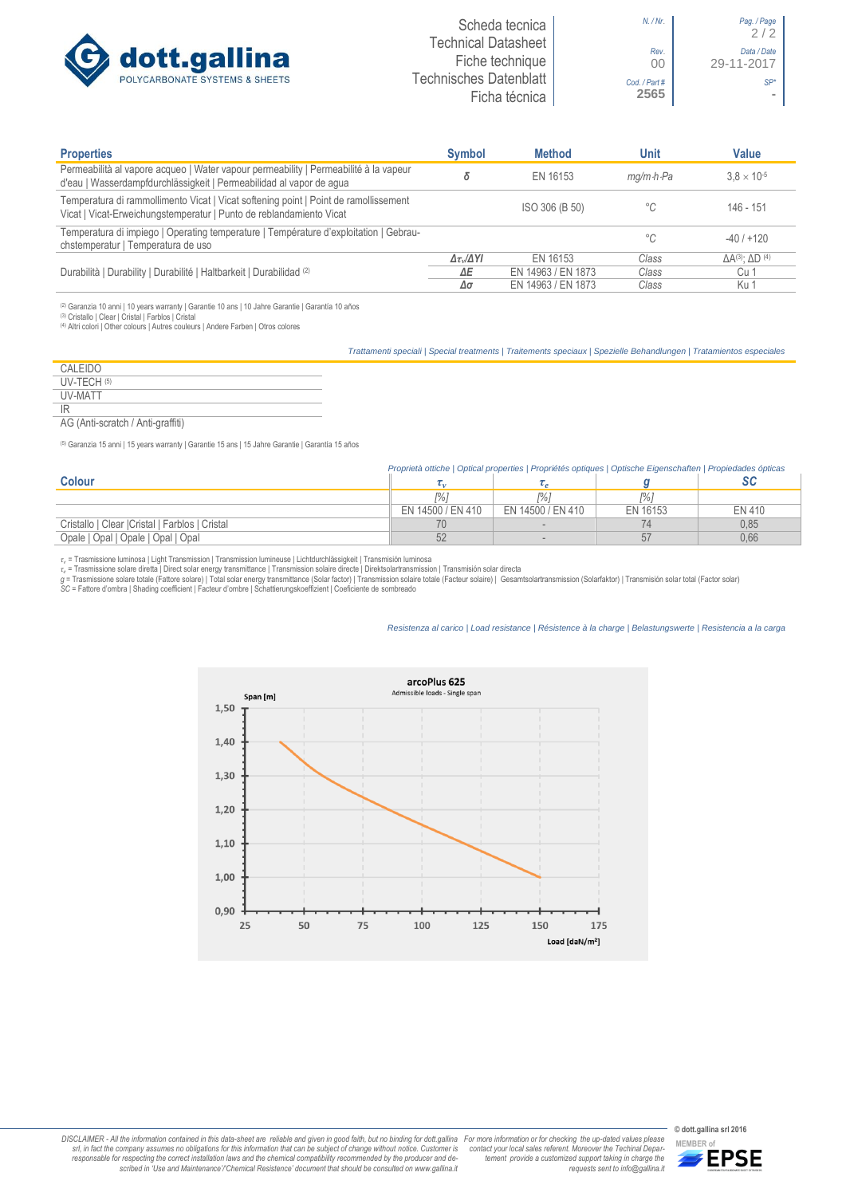| Properties | Symbol | Method | Unit | Value |
|---|---|---|---|---|
| Permeabilità al vapore acqueo \| Water vapour permeability \| Permeabilité à la vapeur d'eau \| Wasserdampfdurchlässigkeit \| Permeabilidad al vapor de agua | $\delta$ | EN 16153 | mg/m·h·Pa | $3{,}8 \times 10^{-5}$ |
| Temperatura di rammollimento Vicat \| Vicat softening point \| Point de ramollissement Vicat \| Vicat-Erweichungstemperatur \| Punto de reblandamiento Vicat | | ISO 306 (B 50) | °C | 146 - 151 |
| Temperatura di impiego \| Operating temperature \| Température d'exploitation \| Gebrauchstemperatur \| Temperatura de uso | | | °C | -40 / +120 |
| Durabilità \| Durability \| Durabilité \| Haltbarkeit \| Durabilidad [2] | $\Delta\tau_v/\Delta YI$ | EN 16153 | Class | ΔA[3]; ΔD [4] |
| | $\Delta E$ | EN 14963 / EN 1873 | Class | Cu 1 |
| | $\Delta\sigma$ | EN 14963 / EN 1873 | Class | Ku 1 |

[2] Garanzia 10 anni | 10 years warranty | Garantie 10 ans | 10 Jahre Garantie | Garantía 10 años
[3] Cristallo | Clear | Cristal | Farblos | Cristal
[4] Altri colori | Other colours | Autres couleurs | Andere Farben | Otros colores

*Trattamenti speciali | Special treatments | Traitements speciaux | Spezielle Behandlungen | Tratamientos especiales*

- CALEIDO
- UV-TECH [5]
- UV-MATT
- IR
- AG (Anti-scratch / Anti-graffiti)

[5] Garanzia 15 anni | 15 years warranty | Garantie 15 ans | 15 Jahre Garantie | Garantía 15 años

*Proprietà ottiche | Optical properties | Propriétés optiques | Optische Eigenschaften | Propiedades ópticas*

| Colour | $\tau_v$ | $\tau_e$ | $g$ | SC |
|---|---|---|---|---|
| | [%] | [%] | [%] | |
| | EN 14500 / EN 410 | EN 14500 / EN 410 | EN 16153 | EN 410 |
| Cristallo \| Clear \|Cristal \| Farblos \| Cristal | 70 | - | 74 | 0,85 |
| Opale \| Opal \| Opale \| Opal \| Opal | 52 | - | 57 | 0,66 |

$\tau_v$ = Trasmissione luminosa | Light Transmission | Transmission lumineuse | Lichtdurchlässigkeit | Transmisión luminosa
$\tau_e$ = Trasmissione solare diretta | Direct solar energy transmittance | Transmission solaire directe | Direktsolartransmission | Transmisión solar directa
$g$ = Trasmissione solare totale (Fattore solare) | Total solar energy transmittance (Solar factor) | Transmission solaire totale (Facteur solaire) | Gesamtsolartransmission (Solarfaktor) | Transmisión solar total (Factor solar)
SC = Fattore d'ombra | Shading coefficient | Facteur d'ombre | Schattierungskoeffizient | Coeficiente de sombreado

*Resistenza al carico | Load resistance | Résistence à la charge | Belastungswerte | Resistencia a la carga*

arcoPlus 625
Admissible loads - Single span
Span [m]
1,50
1,40
1,30
1,20
1,10
1,00
0,90
25 50 75 100 125 150 175
Load [daN/m²]

DISCLAIMER - All the information contained in this data-sheet are reliable and given in good faith, but no binding for dott.gallina srl, in fact the company assumes no obligations for this information that can be subject of change without notice. Customer is responsable for respecting the correct installation laws and the chemical compatibility recommended by the producer and described in 'Use and Maintenance'/'Chemical Resistence' document that should be consulted on www.gallina.it For more information or for checking the up-dated values please contact your local sales referent. Moreover the Techinal Departement provide a customized support taking in charge the requests sent to info@gallina.it

© dott.gallina srl 2016